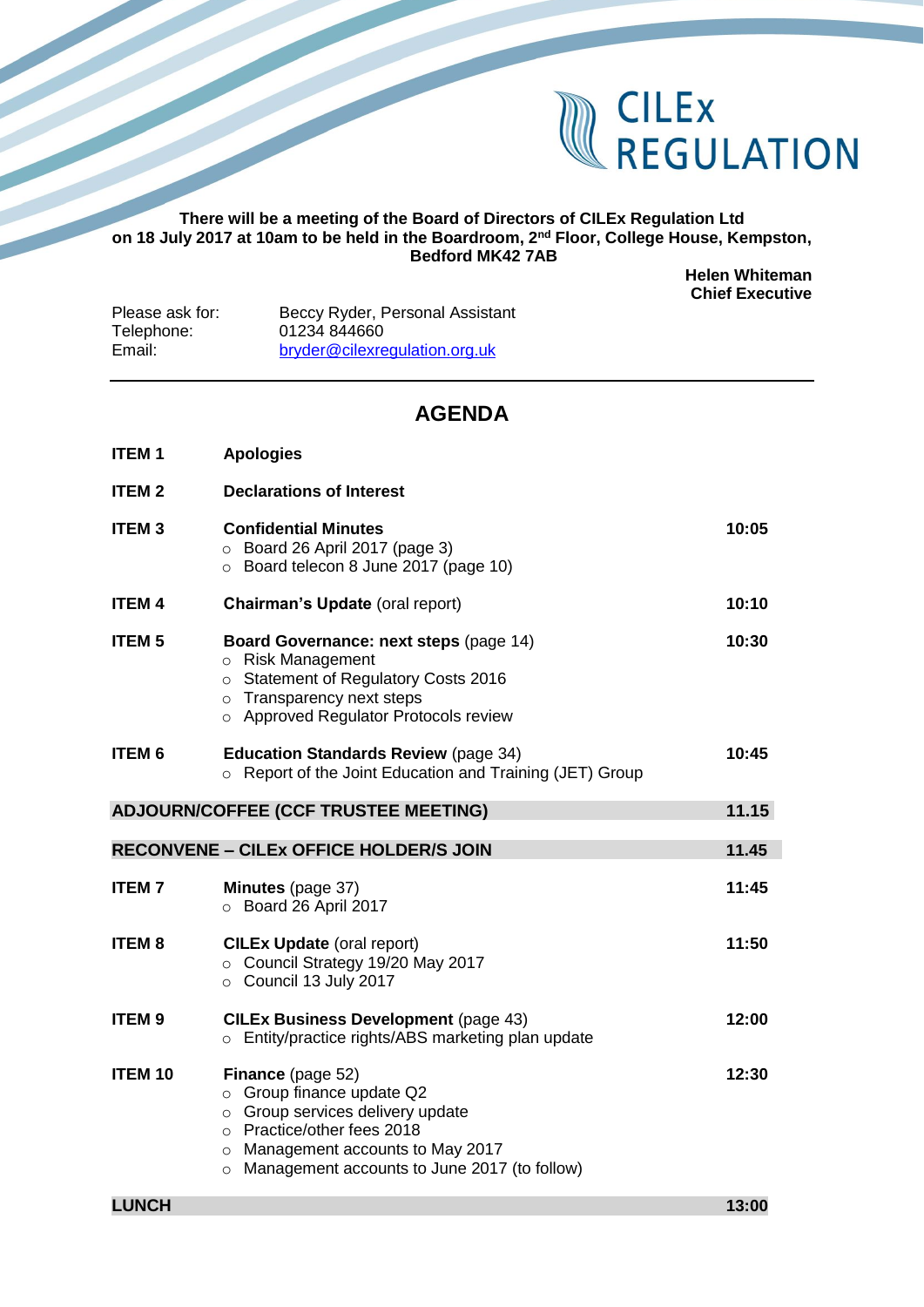CILEx REGULATION

**There will be a meeting of the Board of Directors of CILEx Regulation Ltd on 18 July 2017 at 10am to be held in the Boardroom, 2nd Floor, College House, Kempston, Bedford MK42 7AB**

**Helen Whiteman**
**Chief Executive**

| | |
|---|---|
| Please ask for: | Beccy Ryder, Personal Assistant |
| Telephone: | 01234 844660 |
| Email: | bryder@cilexregulation.org.uk |

---

## AGENDA

| | | |
|---|---|---|
| **ITEM 1** | **Apologies** | |
| **ITEM 2** | **Declarations of Interest** | |
| **ITEM 3** | **Confidential Minutes**<br>○ Board 26 April 2017 (page 3)<br>○ Board telecon 8 June 2017 (page 10) | **10:05** |
| **ITEM 4** | **Chairman's Update** (oral report) | **10:10** |
| **ITEM 5** | **Board Governance: next steps** (page 14)<br>○ Risk Management<br>○ Statement of Regulatory Costs 2016<br>○ Transparency next steps<br>○ Approved Regulator Protocols review | **10:30** |
| **ITEM 6** | **Education Standards Review** (page 34)<br>○ Report of the Joint Education and Training (JET) Group | **10:45** |
| **ADJOURN/COFFEE (CCF TRUSTEE MEETING)** | | **11.15** |
| **RECONVENE – CILEx OFFICE HOLDER/S JOIN** | | **11.45** |
| **ITEM 7** | **Minutes** (page 37)<br>○ Board 26 April 2017 | **11:45** |
| **ITEM 8** | **CILEx Update** (oral report)<br>○ Council Strategy 19/20 May 2017<br>○ Council 13 July 2017 | **11:50** |
| **ITEM 9** | **CILEx Business Development** (page 43)<br>○ Entity/practice rights/ABS marketing plan update | **12:00** |
| **ITEM 10** | **Finance** (page 52)<br>○ Group finance update Q2<br>○ Group services delivery update<br>○ Practice/other fees 2018<br>○ Management accounts to May 2017<br>○ Management accounts to June 2017 (to follow) | **12:30** |
| **LUNCH** | | **13:00** |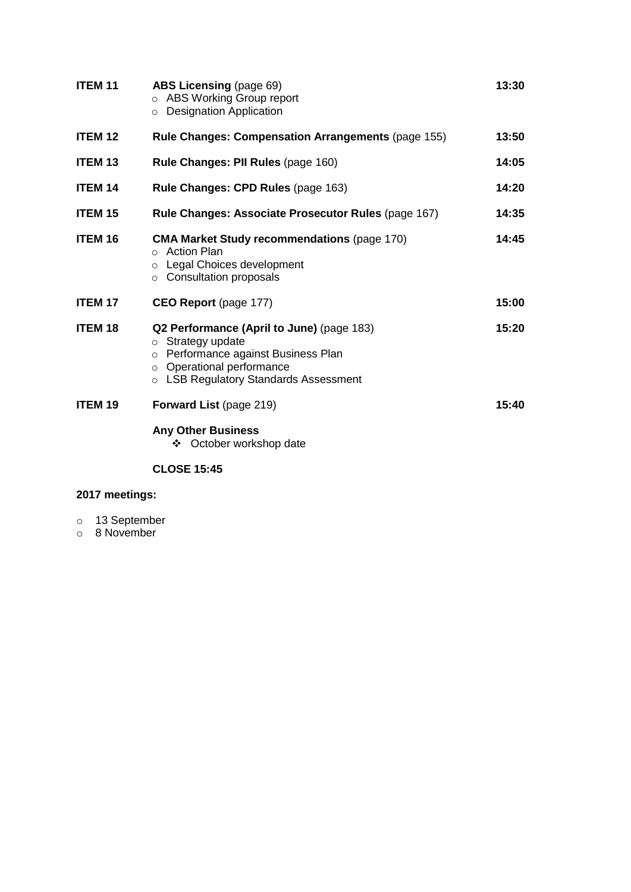| | | |
|---|---|---|
| **ITEM 11** | **ABS Licensing** (page 69)<br>○ ABS Working Group report<br>○ Designation Application | **13:30** |
| **ITEM 12** | **Rule Changes: Compensation Arrangements** (page 155) | **13:50** |
| **ITEM 13** | **Rule Changes: PII Rules** (page 160) | **14:05** |
| **ITEM 14** | **Rule Changes: CPD Rules** (page 163) | **14:20** |
| **ITEM 15** | **Rule Changes: Associate Prosecutor Rules** (page 167) | **14:35** |
| **ITEM 16** | **CMA Market Study recommendations** (page 170)<br>○ Action Plan<br>○ Legal Choices development<br>○ Consultation proposals | **14:45** |
| **ITEM 17** | **CEO Report** (page 177) | **15:00** |
| **ITEM 18** | **Q2 Performance (April to June)** (page 183)<br>○ Strategy update<br>○ Performance against Business Plan<br>○ Operational performance<br>○ LSB Regulatory Standards Assessment | **15:20** |
| **ITEM 19** | **Forward List** (page 219) | **15:40** |
| | **Any Other Business**<br>❖ October workshop date | |
| | **CLOSE 15:45** | |

**2017 meetings:**

- 13 September
- 8 November